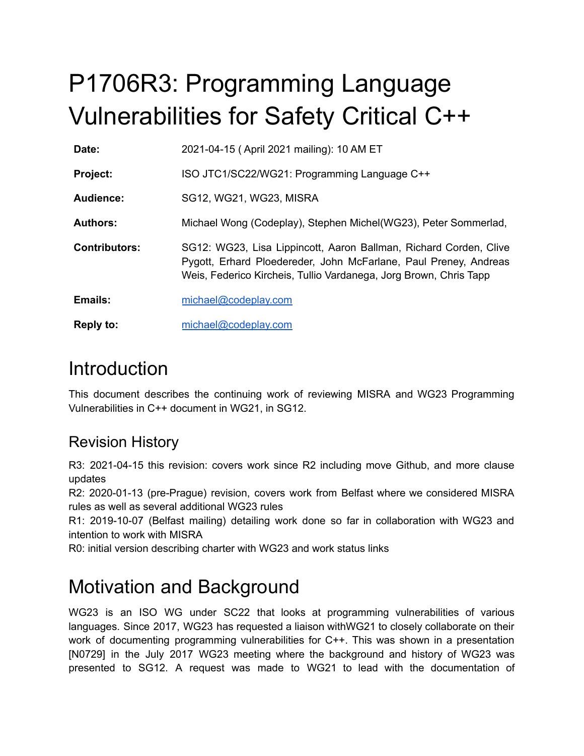# P1706R3: Programming Language Vulnerabilities for Safety Critical C++

| | |
|---|---|
| **Date:** | 2021-04-15 ( April 2021 mailing): 10 AM ET |
| **Project:** | ISO JTC1/SC22/WG21: Programming Language C++ |
| **Audience:** | SG12, WG21, WG23, MISRA |
| **Authors:** | Michael Wong (Codeplay), Stephen Michel(WG23), Peter Sommerlad, |
| **Contributors:** | SG12: WG23, Lisa Lippincott, Aaron Ballman, Richard Corden, Clive Pygott, Erhard Ploedereder, John McFarlane, Paul Preney, Andreas Weis, Federico Kircheis, Tullio Vardanega, Jorg Brown, Chris Tapp |
| **Emails:** | michael@codeplay.com |
| **Reply to:** | michael@codeplay.com |

# Introduction

This document describes the continuing work of reviewing MISRA and WG23 Programming Vulnerabilities in C++ document in WG21, in SG12.

## Revision History

R3: 2021-04-15 this revision: covers work since R2 including move Github, and more clause updates
R2: 2020-01-13 (pre-Prague) revision, covers work from Belfast where we considered MISRA rules as well as several additional WG23 rules
R1: 2019-10-07 (Belfast mailing) detailing work done so far in collaboration with WG23 and intention to work with MISRA
R0: initial version describing charter with WG23 and work status links

# Motivation and Background

WG23 is an ISO WG under SC22 that looks at programming vulnerabilities of various languages. Since 2017, WG23 has requested a liaison withWG21 to closely collaborate on their work of documenting programming vulnerabilities for C++. This was shown in a presentation [N0729] in the July 2017 WG23 meeting where the background and history of WG23 was presented to SG12. A request was made to WG21 to lead with the documentation of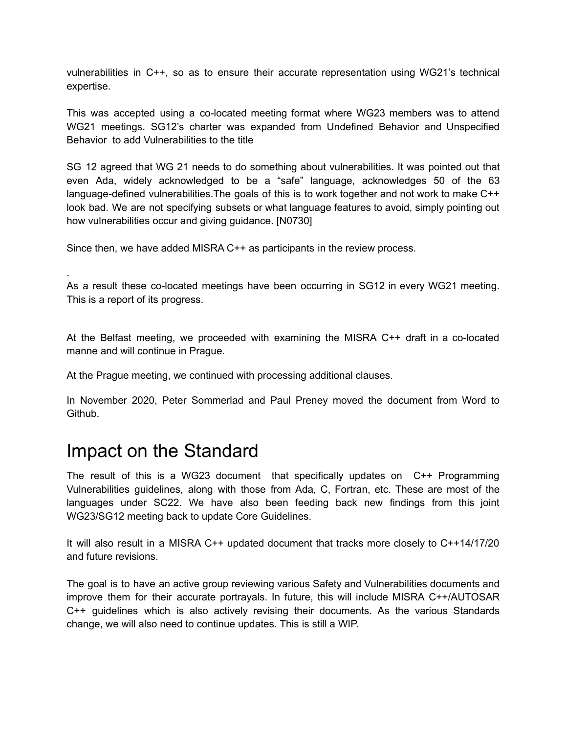vulnerabilities in C++, so as to ensure their accurate representation using WG21's technical expertise.

This was accepted using a co-located meeting format where WG23 members was to attend WG21 meetings. SG12's charter was expanded from Undefined Behavior and Unspecified Behavior to add Vulnerabilities to the title

SG 12 agreed that WG 21 needs to do something about vulnerabilities. It was pointed out that even Ada, widely acknowledged to be a "safe" language, acknowledges 50 of the 63 language-defined vulnerabilities.The goals of this is to work together and not work to make C++ look bad. We are not specifying subsets or what language features to avoid, simply pointing out how vulnerabilities occur and giving guidance. [N0730]

Since then, we have added MISRA C++ as participants in the review process.

.
As a result these co-located meetings have been occurring in SG12 in every WG21 meeting. This is a report of its progress.

At the Belfast meeting, we proceeded with examining the MISRA C++ draft in a co-located manne and will continue in Prague.

At the Prague meeting, we continued with processing additional clauses.

In November 2020, Peter Sommerlad and Paul Preney moved the document from Word to Github.

# Impact on the Standard

The result of this is a WG23 document that specifically updates on C++ Programming Vulnerabilities guidelines, along with those from Ada, C, Fortran, etc. These are most of the languages under SC22. We have also been feeding back new findings from this joint WG23/SG12 meeting back to update Core Guidelines.

It will also result in a MISRA C++ updated document that tracks more closely to C++14/17/20 and future revisions.

The goal is to have an active group reviewing various Safety and Vulnerabilities documents and improve them for their accurate portrayals. In future, this will include MISRA C++/AUTOSAR C++ guidelines which is also actively revising their documents. As the various Standards change, we will also need to continue updates. This is still a WIP.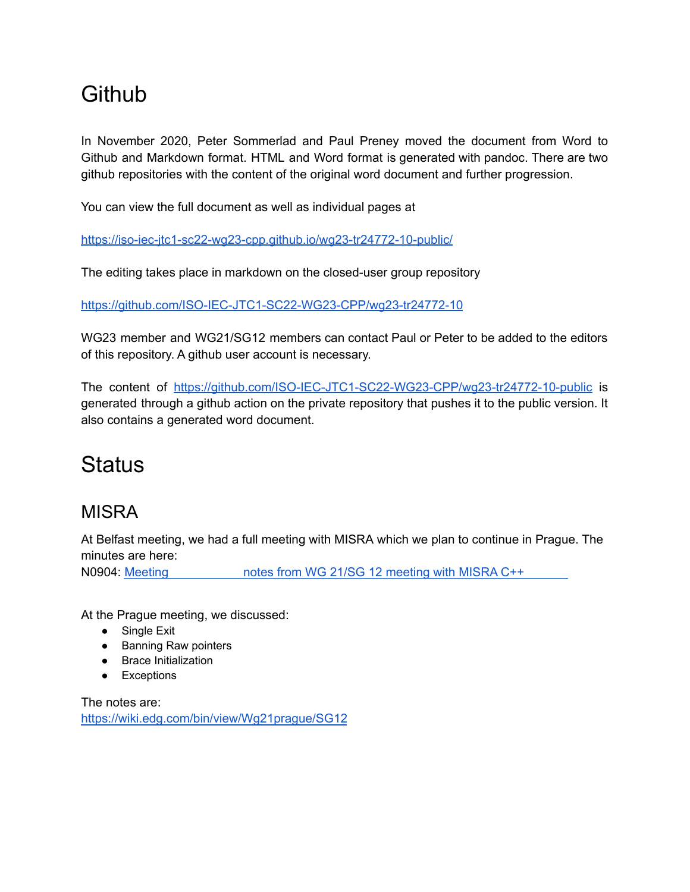# Github

In November 2020, Peter Sommerlad and Paul Preney moved the document from Word to Github and Markdown format. HTML and Word format is generated with pandoc. There are two github repositories with the content of the original word document and further progression.

You can view the full document as well as individual pages at

https://iso-iec-jtc1-sc22-wg23-cpp.github.io/wg23-tr24772-10-public/

The editing takes place in markdown on the closed-user group repository

https://github.com/ISO-IEC-JTC1-SC22-WG23-CPP/wg23-tr24772-10

WG23 member and WG21/SG12 members can contact Paul or Peter to be added to the editors of this repository. A github user account is necessary.

The content of https://github.com/ISO-IEC-JTC1-SC22-WG23-CPP/wg23-tr24772-10-public is generated through a github action on the private repository that pushes it to the public version. It also contains a generated word document.

# Status

## MISRA

At Belfast meeting, we had a full meeting with MISRA which we plan to continue in Prague. The minutes are here:
N0904: Meeting notes from WG 21/SG 12 meeting with MISRA C++

At the Prague meeting, we discussed:

- Single Exit
- Banning Raw pointers
- Brace Initialization
- Exceptions

The notes are:
https://wiki.edg.com/bin/view/Wg21prague/SG12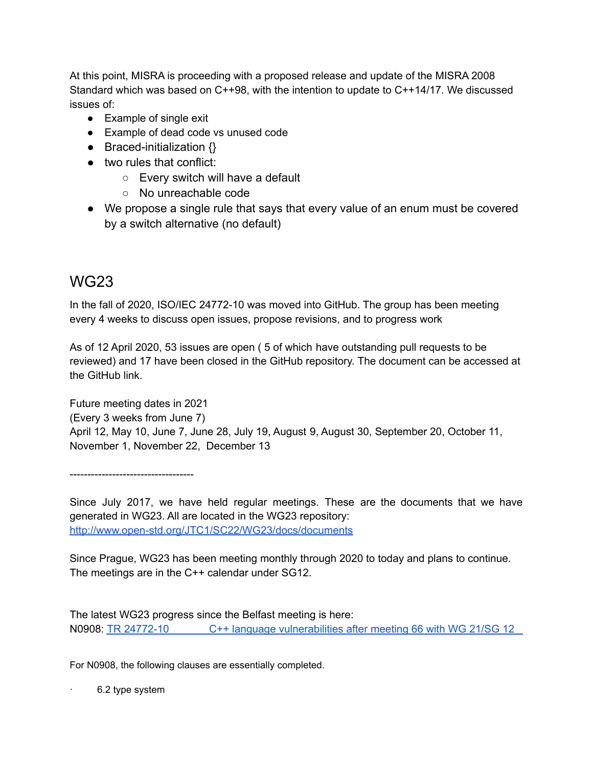At this point, MISRA is proceeding with a proposed release and update of the MISRA 2008 Standard which was based on C++98, with the intention to update to C++14/17. We discussed issues of:

- Example of single exit
- Example of dead code vs unused code
- Braced-initialization {}
- two rules that conflict:
  - Every switch will have a default
  - No unreachable code
- We propose a single rule that says that every value of an enum must be covered by a switch alternative (no default)

## WG23

In the fall of 2020, ISO/IEC 24772-10 was moved into GitHub. The group has been meeting every 4 weeks to discuss open issues, propose revisions, and to progress work

As of 12 April 2020, 53 issues are open ( 5 of which have outstanding pull requests to be reviewed) and 17 have been closed in the GitHub repository. The document can be accessed at the GitHub link.

Future meeting dates in 2021
(Every 3 weeks from June 7)
April 12, May 10, June 7, June 28, July 19, August 9, August 30, September 20, October 11, November 1, November 22, December 13

-----------------------------------

Since July 2017, we have held regular meetings. These are the documents that we have generated in WG23. All are located in the WG23 repository: [http://www.open-std.org/JTC1/SC22/WG23/docs/documents](http://www.open-std.org/JTC1/SC22/WG23/docs/documents)

Since Prague, WG23 has been meeting monthly through 2020 to today and plans to continue. The meetings are in the C++ calendar under SG12.

The latest WG23 progress since the Belfast meeting is here:
N0908: [TR 24772-10 C++ language vulnerabilities after meeting 66 with WG 21/SG 12](#)

For N0908, the following clauses are essentially completed.

- 6.2 type system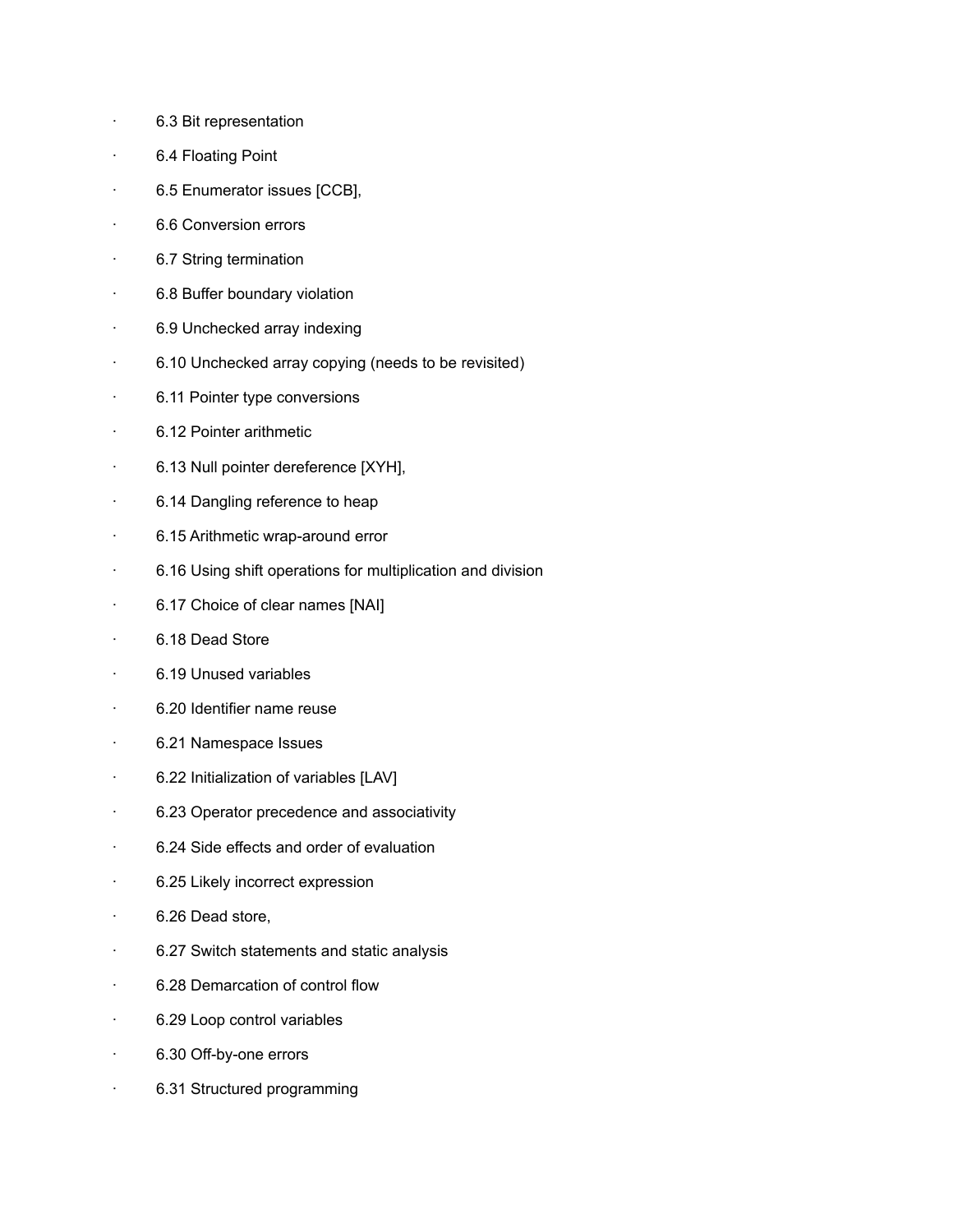- 6.3 Bit representation
- 6.4 Floating Point
- 6.5 Enumerator issues [CCB],
- 6.6 Conversion errors
- 6.7 String termination
- 6.8 Buffer boundary violation
- 6.9 Unchecked array indexing
- 6.10 Unchecked array copying (needs to be revisited)
- 6.11 Pointer type conversions
- 6.12 Pointer arithmetic
- 6.13 Null pointer dereference [XYH],
- 6.14 Dangling reference to heap
- 6.15 Arithmetic wrap-around error
- 6.16 Using shift operations for multiplication and division
- 6.17 Choice of clear names [NAI]
- 6.18 Dead Store
- 6.19 Unused variables
- 6.20 Identifier name reuse
- 6.21 Namespace Issues
- 6.22 Initialization of variables [LAV]
- 6.23 Operator precedence and associativity
- 6.24 Side effects and order of evaluation
- 6.25 Likely incorrect expression
- 6.26 Dead store,
- 6.27 Switch statements and static analysis
- 6.28 Demarcation of control flow
- 6.29 Loop control variables
- 6.30 Off-by-one errors
- 6.31 Structured programming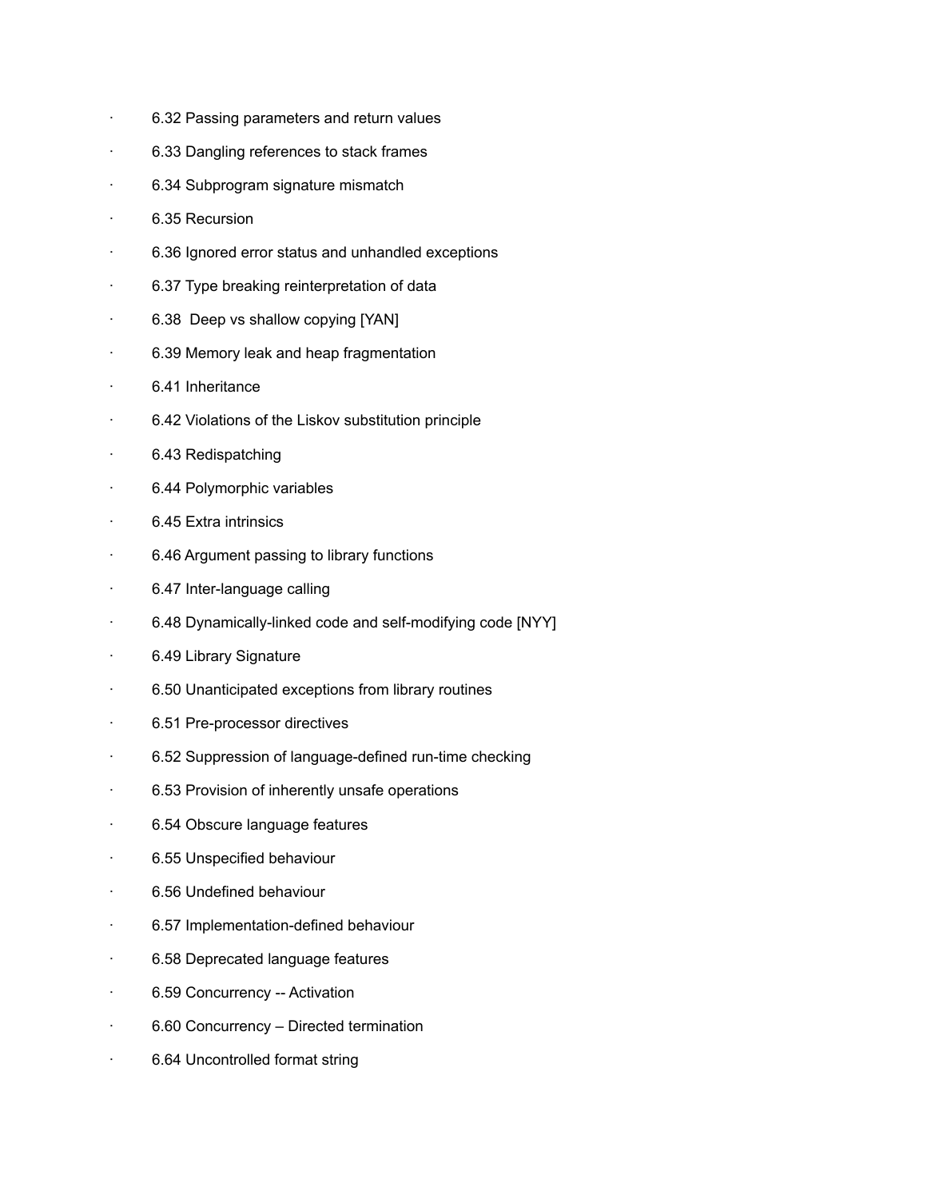- 6.32 Passing parameters and return values
- 6.33 Dangling references to stack frames
- 6.34 Subprogram signature mismatch
- 6.35 Recursion
- 6.36 Ignored error status and unhandled exceptions
- 6.37 Type breaking reinterpretation of data
- 6.38  Deep vs shallow copying [YAN]
- 6.39 Memory leak and heap fragmentation
- 6.41 Inheritance
- 6.42 Violations of the Liskov substitution principle
- 6.43 Redispatching
- 6.44 Polymorphic variables
- 6.45 Extra intrinsics
- 6.46 Argument passing to library functions
- 6.47 Inter-language calling
- 6.48 Dynamically-linked code and self-modifying code [NYY]
- 6.49 Library Signature
- 6.50 Unanticipated exceptions from library routines
- 6.51 Pre-processor directives
- 6.52 Suppression of language-defined run-time checking
- 6.53 Provision of inherently unsafe operations
- 6.54 Obscure language features
- 6.55 Unspecified behaviour
- 6.56 Undefined behaviour
- 6.57 Implementation-defined behaviour
- 6.58 Deprecated language features
- 6.59 Concurrency -- Activation
- 6.60 Concurrency – Directed termination
- 6.64 Uncontrolled format string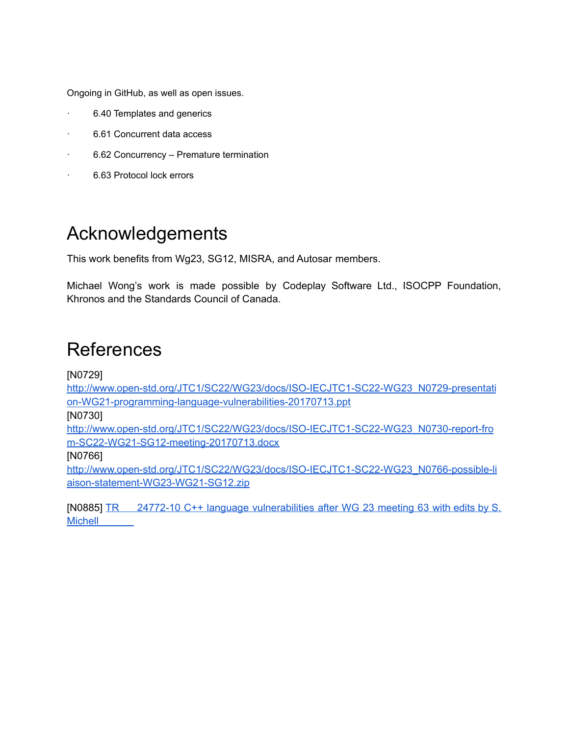Ongoing in GitHub, as well as open issues.

- 6.40 Templates and generics
- 6.61 Concurrent data access
- 6.62 Concurrency – Premature termination
- 6.63 Protocol lock errors

# Acknowledgements

This work benefits from Wg23, SG12, MISRA, and Autosar members.

Michael Wong's work is made possible by Codeplay Software Ltd., ISOCPP Foundation, Khronos and the Standards Council of Canada.

# References

[N0729]
[http://www.open-std.org/JTC1/SC22/WG23/docs/ISO-IECJTC1-SC22-WG23_N0729-presentation-WG21-programming-language-vulnerabilities-20170713.ppt](http://www.open-std.org/JTC1/SC22/WG23/docs/ISO-IECJTC1-SC22-WG23_N0729-presentation-WG21-programming-language-vulnerabilities-20170713.ppt)
[N0730]
[http://www.open-std.org/JTC1/SC22/WG23/docs/ISO-IECJTC1-SC22-WG23_N0730-report-from-SC22-WG21-SG12-meeting-20170713.docx](http://www.open-std.org/JTC1/SC22/WG23/docs/ISO-IECJTC1-SC22-WG23_N0730-report-from-SC22-WG21-SG12-meeting-20170713.docx)
[N0766]
[http://www.open-std.org/JTC1/SC22/WG23/docs/ISO-IECJTC1-SC22-WG23_N0766-possible-liaison-statement-WG23-WG21-SG12.zip](http://www.open-std.org/JTC1/SC22/WG23/docs/ISO-IECJTC1-SC22-WG23_N0766-possible-liaison-statement-WG23-WG21-SG12.zip)

[N0885] TR 24772-10 C++ language vulnerabilities after WG 23 meeting 63 with edits by S. Michell